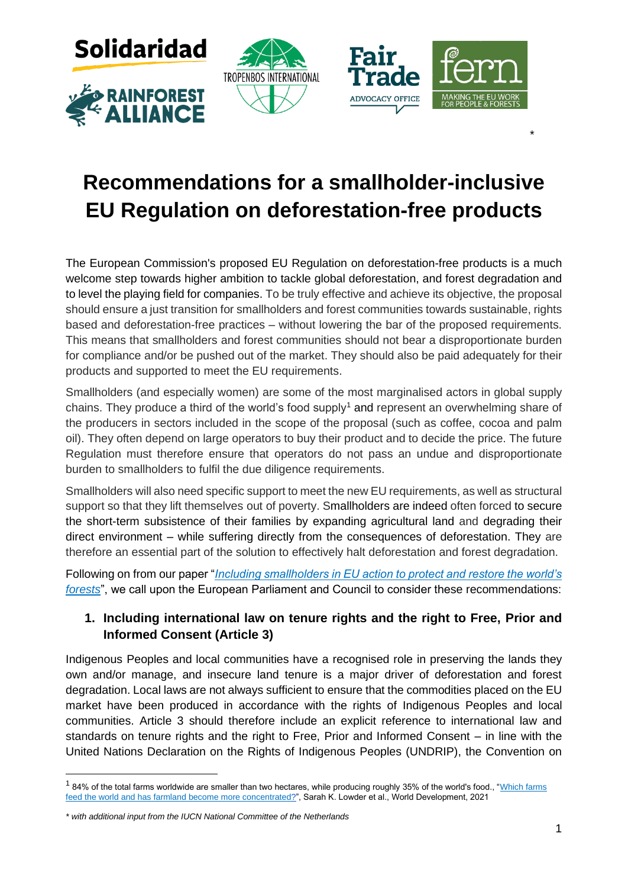\*

# Recommendations for a smallholder-inclusive EU Regulation on deforestation-free products

The European Commission's proposed EU Regulation on deforestation-free products is a much welcome step towards higher ambition to tackle global deforestation, and forest degradation and to level the playing field for companies. To be truly effective and achieve its objective, the proposal should ensure a just transition for smallholders and forest communities towards sustainable, rights based and deforestation-free practices – without lowering the bar of the proposed requirements. This means that smallholders and forest communities should not bear a disproportionate burden for compliance and/or be pushed out of the market. They should also be paid adequately for their products and supported to meet the EU requirements.

Smallholders (and especially women) are some of the most marginalised actors in global supply chains. They produce a third of the world's food supply[1] and represent an overwhelming share of the producers in sectors included in the scope of the proposal (such as coffee, cocoa and palm oil). They often depend on large operators to buy their product and to decide the price. The future Regulation must therefore ensure that operators do not pass an undue and disproportionate burden to smallholders to fulfil the due diligence requirements.

Smallholders will also need specific support to meet the new EU requirements, as well as structural support so that they lift themselves out of poverty. Smallholders are indeed often forced to secure the short-term subsistence of their families by expanding agricultural land and degrading their direct environment – while suffering directly from the consequences of deforestation. They are therefore an essential part of the solution to effectively halt deforestation and forest degradation.

Following on from our paper "*Including smallholders in EU action to protect and restore the world's forests*", we call upon the European Parliament and Council to consider these recommendations:

## 1. Including international law on tenure rights and the right to Free, Prior and Informed Consent (Article 3)

Indigenous Peoples and local communities have a recognised role in preserving the lands they own and/or manage, and insecure land tenure is a major driver of deforestation and forest degradation. Local laws are not always sufficient to ensure that the commodities placed on the EU market have been produced in accordance with the rights of Indigenous Peoples and local communities. Article 3 should therefore include an explicit reference to international law and standards on tenure rights and the right to Free, Prior and Informed Consent – in line with the United Nations Declaration on the Rights of Indigenous Peoples (UNDRIP), the Convention on

[1] 84% of the total farms worldwide are smaller than two hectares, while producing roughly 35% of the world's food., "Which farms feed the world and has farmland become more concentrated?", Sarah K. Lowder et al., World Development, 2021

*\* with additional input from the IUCN National Committee of the Netherlands*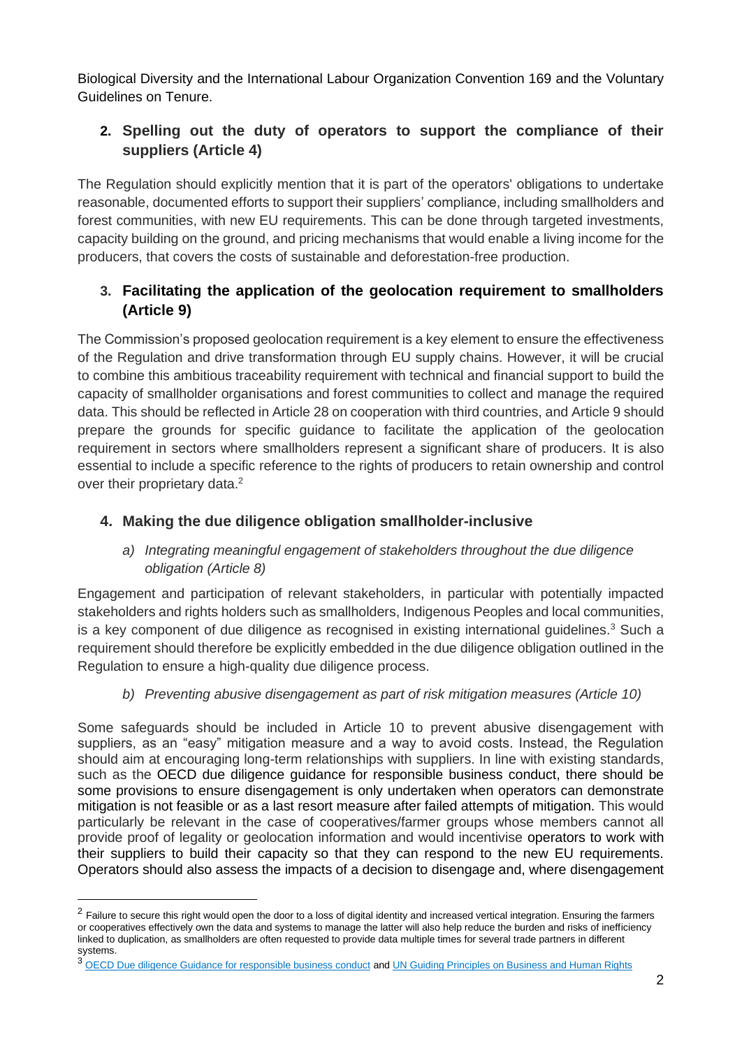Biological Diversity and the International Labour Organization Convention 169 and the Voluntary Guidelines on Tenure.

## 2. Spelling out the duty of operators to support the compliance of their suppliers (Article 4)

The Regulation should explicitly mention that it is part of the operators' obligations to undertake reasonable, documented efforts to support their suppliers' compliance, including smallholders and forest communities, with new EU requirements. This can be done through targeted investments, capacity building on the ground, and pricing mechanisms that would enable a living income for the producers, that covers the costs of sustainable and deforestation-free production.

## 3. Facilitating the application of the geolocation requirement to smallholders (Article 9)

The Commission's proposed geolocation requirement is a key element to ensure the effectiveness of the Regulation and drive transformation through EU supply chains. However, it will be crucial to combine this ambitious traceability requirement with technical and financial support to build the capacity of smallholder organisations and forest communities to collect and manage the required data. This should be reflected in Article 28 on cooperation with third countries, and Article 9 should prepare the grounds for specific guidance to facilitate the application of the geolocation requirement in sectors where smallholders represent a significant share of producers. It is also essential to include a specific reference to the rights of producers to retain ownership and control over their proprietary data.[2]

## 4. Making the due diligence obligation smallholder-inclusive

### *a) Integrating meaningful engagement of stakeholders throughout the due diligence obligation (Article 8)*

Engagement and participation of relevant stakeholders, in particular with potentially impacted stakeholders and rights holders such as smallholders, Indigenous Peoples and local communities, is a key component of due diligence as recognised in existing international guidelines.[3] Such a requirement should therefore be explicitly embedded in the due diligence obligation outlined in the Regulation to ensure a high-quality due diligence process.

### *b) Preventing abusive disengagement as part of risk mitigation measures (Article 10)*

Some safeguards should be included in Article 10 to prevent abusive disengagement with suppliers, as an "easy" mitigation measure and a way to avoid costs. Instead, the Regulation should aim at encouraging long-term relationships with suppliers. In line with existing standards, such as the OECD due diligence guidance for responsible business conduct, there should be some provisions to ensure disengagement is only undertaken when operators can demonstrate mitigation is not feasible or as a last resort measure after failed attempts of mitigation. This would particularly be relevant in the case of cooperatives/farmer groups whose members cannot all provide proof of legality or geolocation information and would incentivise operators to work with their suppliers to build their capacity so that they can respond to the new EU requirements. Operators should also assess the impacts of a decision to disengage and, where disengagement

---

[2] Failure to secure this right would open the door to a loss of digital identity and increased vertical integration. Ensuring the farmers or cooperatives effectively own the data and systems to manage the latter will also help reduce the burden and risks of inefficiency linked to duplication, as smallholders are often requested to provide data multiple times for several trade partners in different systems.

[3] OECD Due diligence Guidance for responsible business conduct and UN Guiding Principles on Business and Human Rights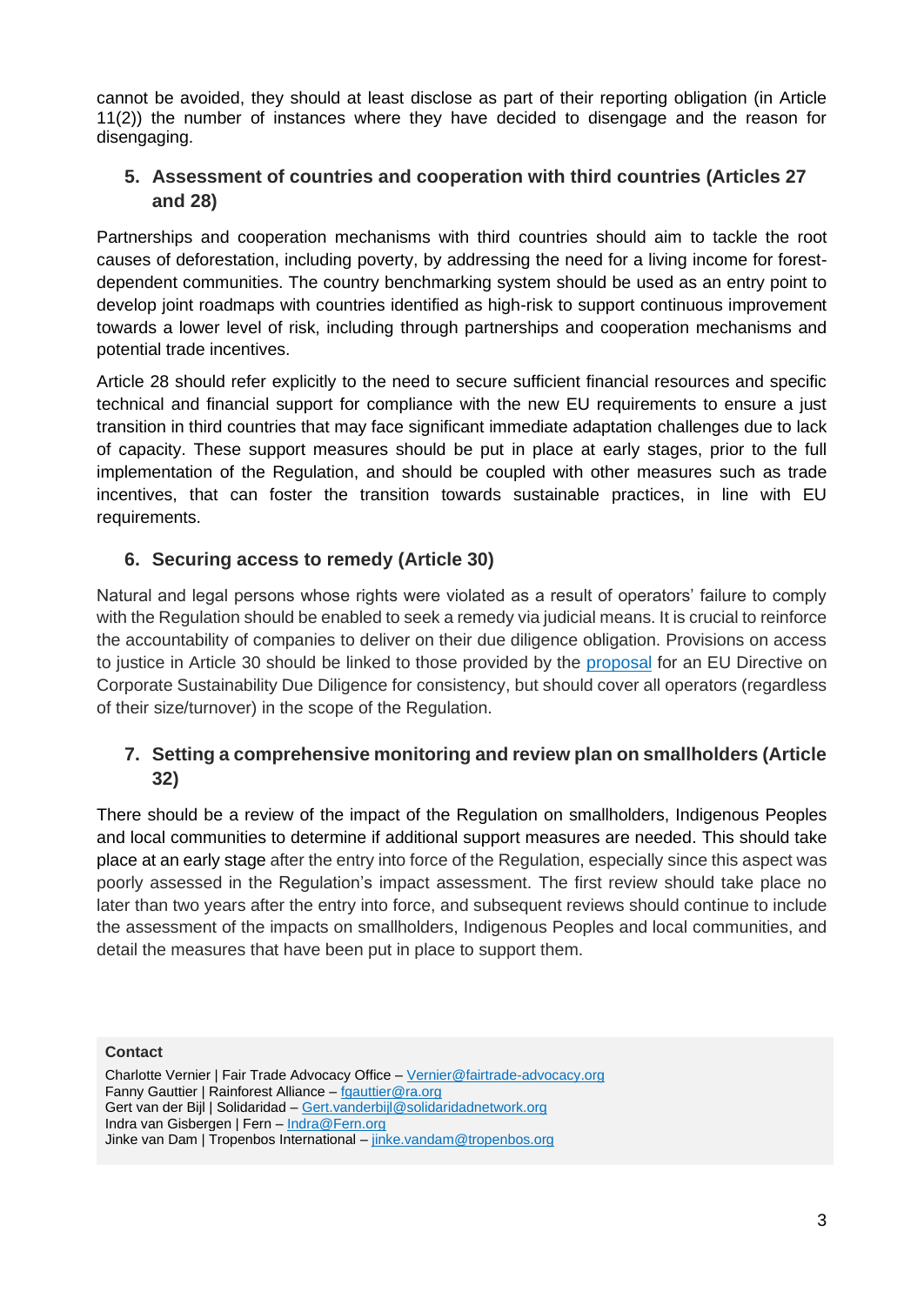cannot be avoided, they should at least disclose as part of their reporting obligation (in Article 11(2)) the number of instances where they have decided to disengage and the reason for disengaging.

## 5. Assessment of countries and cooperation with third countries (Articles 27 and 28)

Partnerships and cooperation mechanisms with third countries should aim to tackle the root causes of deforestation, including poverty, by addressing the need for a living income for forest-dependent communities. The country benchmarking system should be used as an entry point to develop joint roadmaps with countries identified as high-risk to support continuous improvement towards a lower level of risk, including through partnerships and cooperation mechanisms and potential trade incentives.

Article 28 should refer explicitly to the need to secure sufficient financial resources and specific technical and financial support for compliance with the new EU requirements to ensure a just transition in third countries that may face significant immediate adaptation challenges due to lack of capacity. These support measures should be put in place at early stages, prior to the full implementation of the Regulation, and should be coupled with other measures such as trade incentives, that can foster the transition towards sustainable practices, in line with EU requirements.

## 6. Securing access to remedy (Article 30)

Natural and legal persons whose rights were violated as a result of operators' failure to comply with the Regulation should be enabled to seek a remedy via judicial means. It is crucial to reinforce the accountability of companies to deliver on their due diligence obligation. Provisions on access to justice in Article 30 should be linked to those provided by the proposal for an EU Directive on Corporate Sustainability Due Diligence for consistency, but should cover all operators (regardless of their size/turnover) in the scope of the Regulation.

## 7. Setting a comprehensive monitoring and review plan on smallholders (Article 32)

There should be a review of the impact of the Regulation on smallholders, Indigenous Peoples and local communities to determine if additional support measures are needed. This should take place at an early stage after the entry into force of the Regulation, especially since this aspect was poorly assessed in the Regulation's impact assessment. The first review should take place no later than two years after the entry into force, and subsequent reviews should continue to include the assessment of the impacts on smallholders, Indigenous Peoples and local communities, and detail the measures that have been put in place to support them.

**Contact**

Charlotte Vernier | Fair Trade Advocacy Office – Vernier@fairtrade-advocacy.org
Fanny Gauttier | Rainforest Alliance – fgauttier@ra.org
Gert van der Bijl | Solidaridad – Gert.vanderbijl@solidaridadnetwork.org
Indra van Gisbergen | Fern – Indra@Fern.org
Jinke van Dam | Tropenbos International – jinke.vandam@tropenbos.org